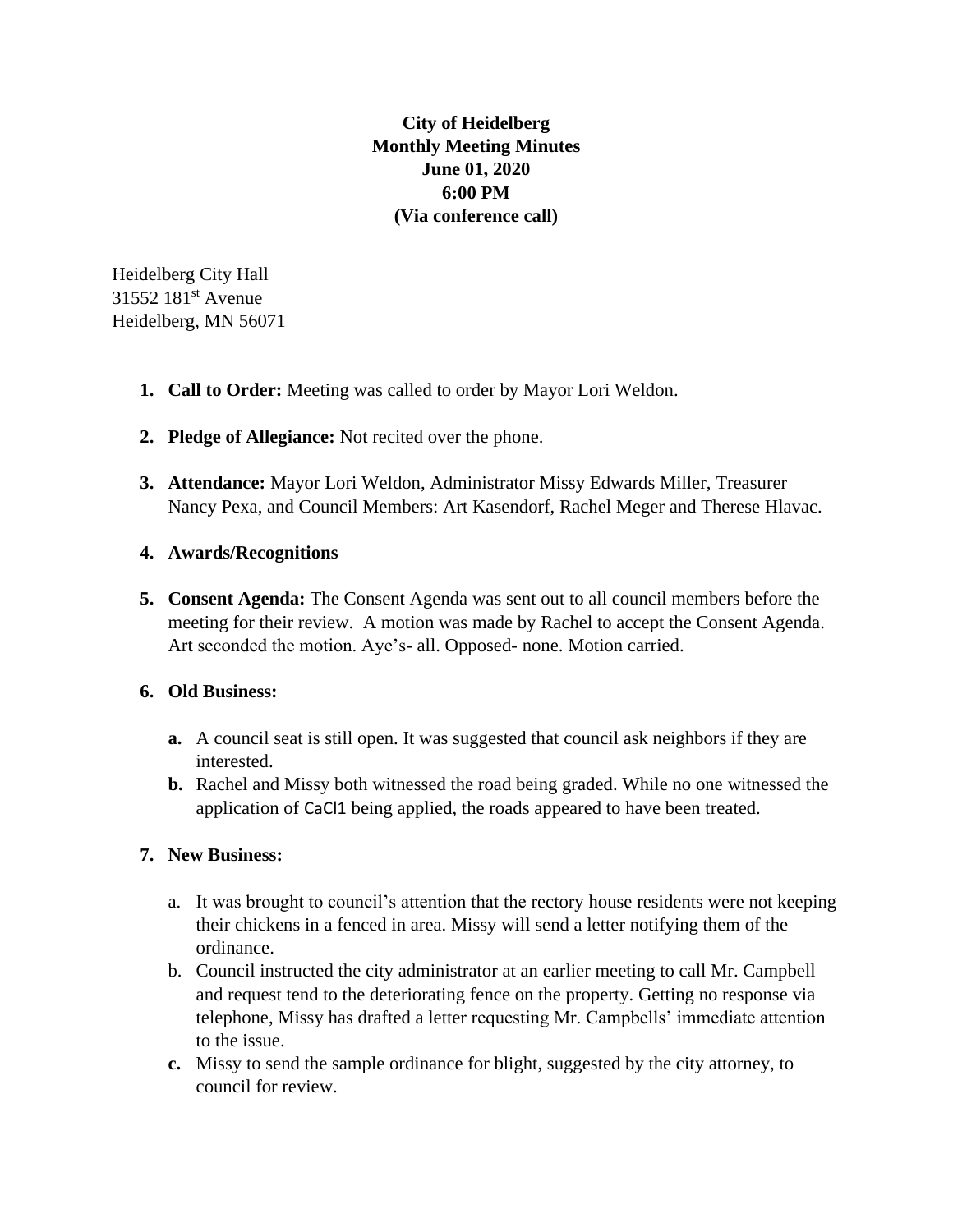**City of Heidelberg**
**Monthly Meeting Minutes**
**June 01, 2020**
**6:00 PM**
**(Via conference call)**

Heidelberg City Hall
31552 181st Avenue
Heidelberg, MN 56071

1. **Call to Order:** Meeting was called to order by Mayor Lori Weldon.

2. **Pledge of Allegiance:** Not recited over the phone.

3. **Attendance:** Mayor Lori Weldon, Administrator Missy Edwards Miller, Treasurer Nancy Pexa, and Council Members: Art Kasendorf, Rachel Meger and Therese Hlavac.

4. **Awards/Recognitions**

5. **Consent Agenda:** The Consent Agenda was sent out to all council members before the meeting for their review. A motion was made by Rachel to accept the Consent Agenda. Art seconded the motion. Aye's- all. Opposed- none. Motion carried.

6. **Old Business:**

   **a.** A council seat is still open. It was suggested that council ask neighbors if they are interested.

   **b.** Rachel and Missy both witnessed the road being graded. While no one witnessed the application of CaCl1 being applied, the roads appeared to have been treated.

7. **New Business:**

   a. It was brought to council's attention that the rectory house residents were not keeping their chickens in a fenced in area. Missy will send a letter notifying them of the ordinance.

   b. Council instructed the city administrator at an earlier meeting to call Mr. Campbell and request tend to the deteriorating fence on the property. Getting no response via telephone, Missy has drafted a letter requesting Mr. Campbells' immediate attention to the issue.

   **c.** Missy to send the sample ordinance for blight, suggested by the city attorney, to council for review.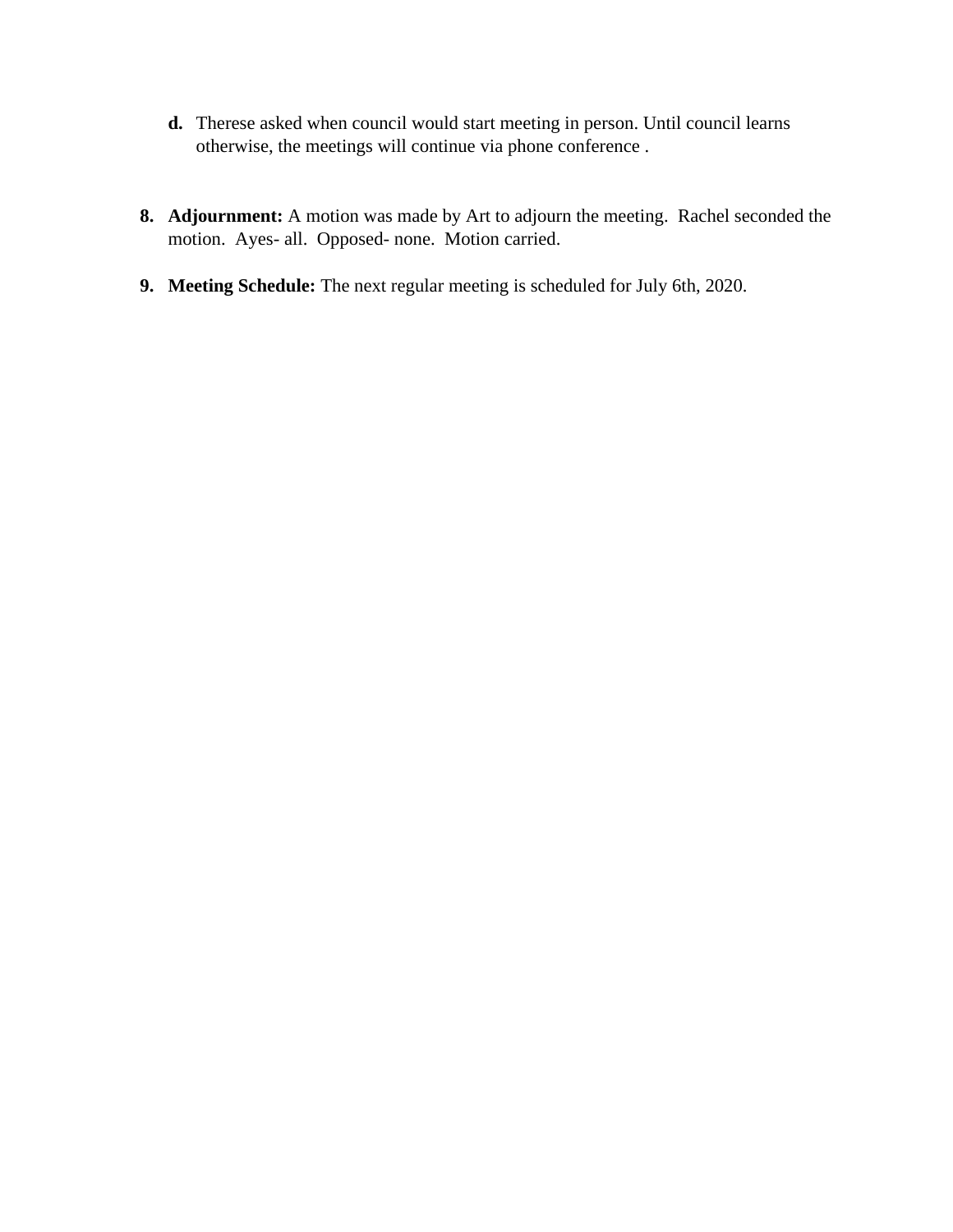**d.** Therese asked when council would start meeting in person. Until council learns otherwise, the meetings will continue via phone conference .

8. **Adjournment:** A motion was made by Art to adjourn the meeting. Rachel seconded the motion. Ayes- all. Opposed- none. Motion carried.

9. **Meeting Schedule:** The next regular meeting is scheduled for July 6th, 2020.